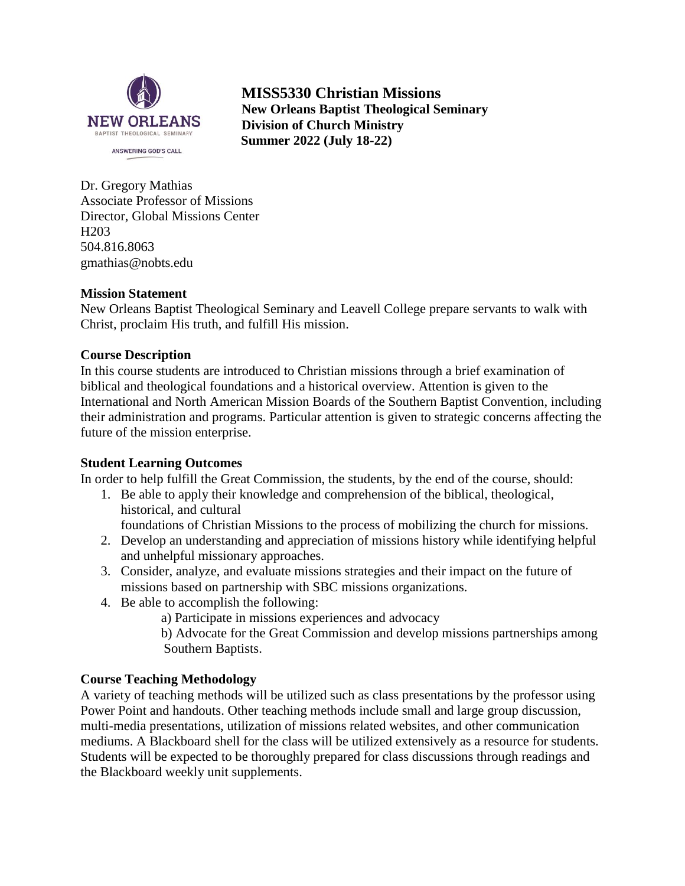# MISS5330 Christian Missions

**New Orleans Baptist Theological Seminary**
**Division of Church Ministry**
**Summer 2022 (July 18-22)**

Dr. Gregory Mathias
Associate Professor of Missions
Director, Global Missions Center
H203
504.816.8063
gmathias@nobts.edu

## Mission Statement

New Orleans Baptist Theological Seminary and Leavell College prepare servants to walk with Christ, proclaim His truth, and fulfill His mission.

## Course Description

In this course students are introduced to Christian missions through a brief examination of biblical and theological foundations and a historical overview. Attention is given to the International and North American Mission Boards of the Southern Baptist Convention, including their administration and programs. Particular attention is given to strategic concerns affecting the future of the mission enterprise.

## Student Learning Outcomes

In order to help fulfill the Great Commission, the students, by the end of the course, should:

1. Be able to apply their knowledge and comprehension of the biblical, theological, historical, and cultural foundations of Christian Missions to the process of mobilizing the church for missions.
2. Develop an understanding and appreciation of missions history while identifying helpful and unhelpful missionary approaches.
3. Consider, analyze, and evaluate missions strategies and their impact on the future of missions based on partnership with SBC missions organizations.
4. Be able to accomplish the following:
   a) Participate in missions experiences and advocacy
   b) Advocate for the Great Commission and develop missions partnerships among Southern Baptists.

## Course Teaching Methodology

A variety of teaching methods will be utilized such as class presentations by the professor using Power Point and handouts. Other teaching methods include small and large group discussion, multi-media presentations, utilization of missions related websites, and other communication mediums. A Blackboard shell for the class will be utilized extensively as a resource for students. Students will be expected to be thoroughly prepared for class discussions through readings and the Blackboard weekly unit supplements.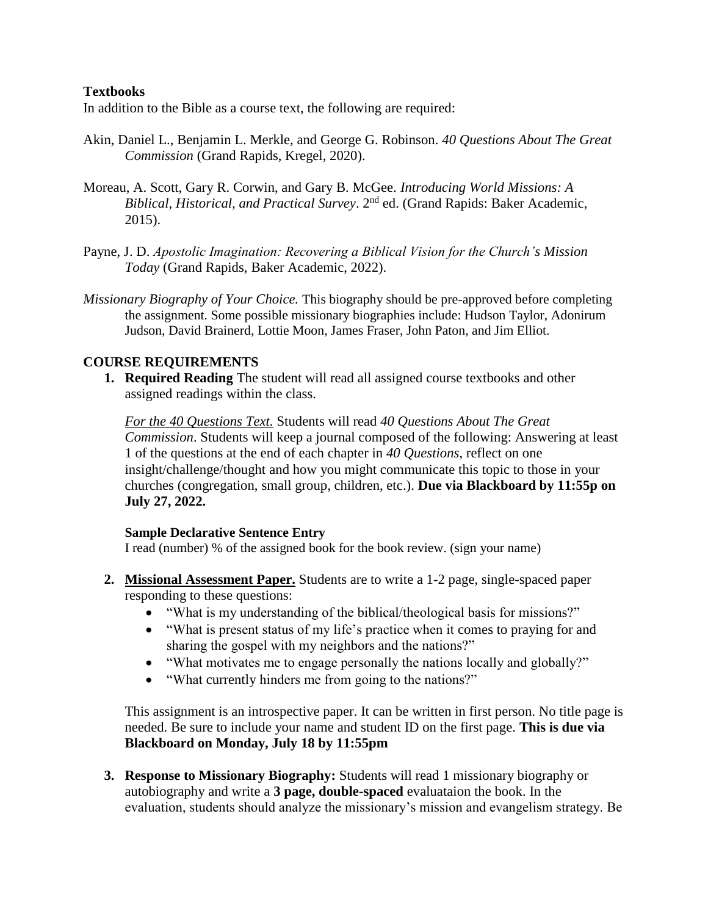**Textbooks**

In addition to the Bible as a course text, the following are required:

Akin, Daniel L., Benjamin L. Merkle, and George G. Robinson. *40 Questions About The Great Commission* (Grand Rapids, Kregel, 2020).

Moreau, A. Scott, Gary R. Corwin, and Gary B. McGee. *Introducing World Missions: A Biblical, Historical, and Practical Survey*. 2nd ed. (Grand Rapids: Baker Academic, 2015).

Payne, J. D. *Apostolic Imagination: Recovering a Biblical Vision for the Church's Mission Today* (Grand Rapids, Baker Academic, 2022).

*Missionary Biography of Your Choice.* This biography should be pre-approved before completing the assignment. Some possible missionary biographies include: Hudson Taylor, Adonirum Judson, David Brainerd, Lottie Moon, James Fraser, John Paton, and Jim Elliot.

**COURSE REQUIREMENTS**

1. **Required Reading** The student will read all assigned course textbooks and other assigned readings within the class.

   *For the 40 Questions Text.* Students will read *40 Questions About The Great Commission*. Students will keep a journal composed of the following: Answering at least 1 of the questions at the end of each chapter in *40 Questions*, reflect on one insight/challenge/thought and how you might communicate this topic to those in your churches (congregation, small group, children, etc.). **Due via Blackboard by 11:55p on July 27, 2022.**

   **Sample Declarative Sentence Entry**
   I read (number) % of the assigned book for the book review. (sign your name)

2. **Missional Assessment Paper.** Students are to write a 1-2 page, single-spaced paper responding to these questions:
   - "What is my understanding of the biblical/theological basis for missions?"
   - "What is present status of my life's practice when it comes to praying for and sharing the gospel with my neighbors and the nations?"
   - "What motivates me to engage personally the nations locally and globally?"
   - "What currently hinders me from going to the nations?"

   This assignment is an introspective paper. It can be written in first person. No title page is needed. Be sure to include your name and student ID on the first page. **This is due via Blackboard on Monday, July 18 by 11:55pm**

3. **Response to Missionary Biography:** Students will read 1 missionary biography or autobiography and write a **3 page, double-spaced** evaluataion the book. In the evaluation, students should analyze the missionary's mission and evangelism strategy. Be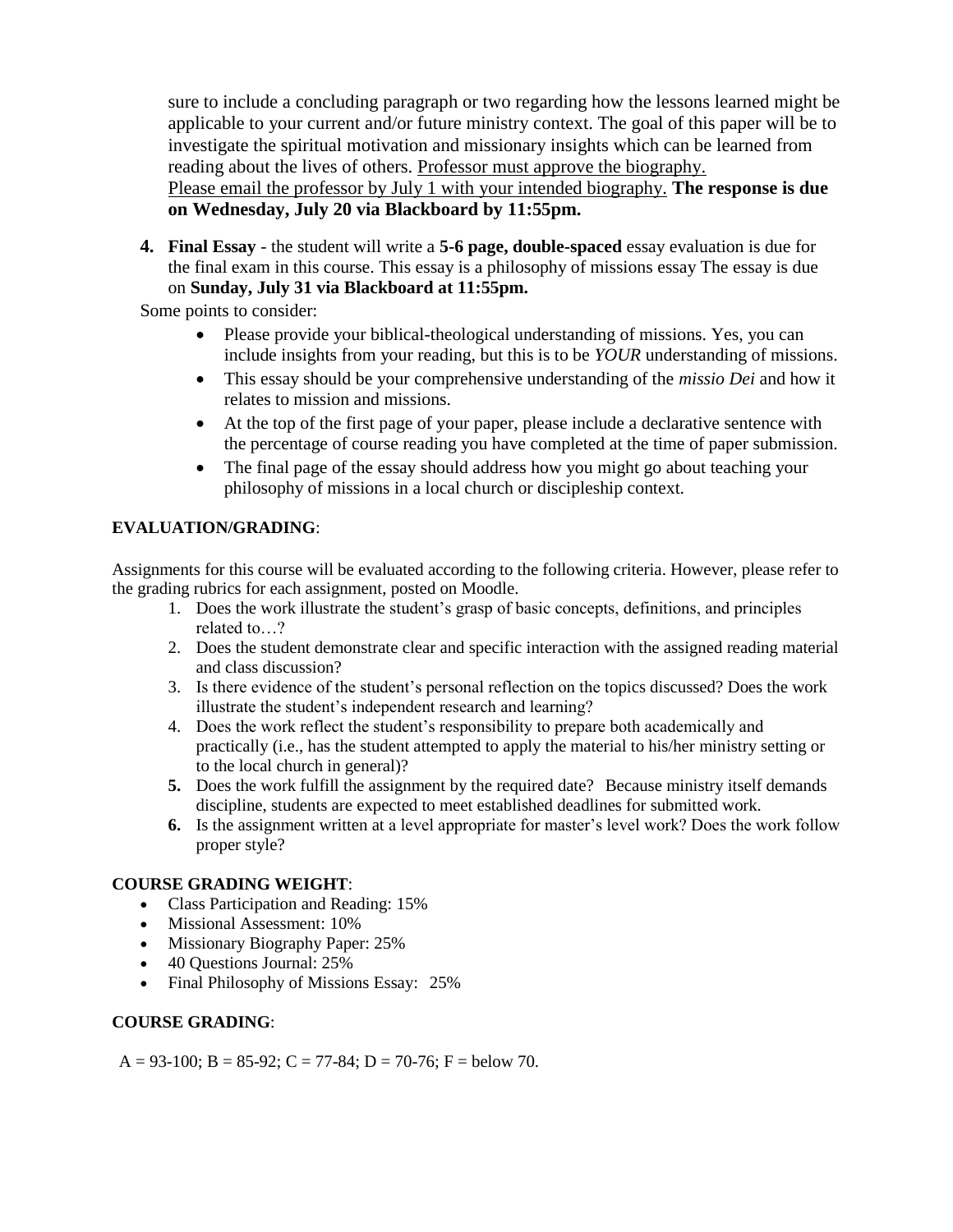sure to include a concluding paragraph or two regarding how the lessons learned might be applicable to your current and/or future ministry context. The goal of this paper will be to investigate the spiritual motivation and missionary insights which can be learned from reading about the lives of others. <u>Professor must approve the biography.</u> <u>Please email the professor by July 1 with your intended biography.</u> **The response is due on Wednesday, July 20 via Blackboard by 11:55pm.**

4. **Final Essay** - the student will write a **5-6 page, double-spaced** essay evaluation is due for the final exam in this course. This essay is a philosophy of missions essay The essay is due on **Sunday, July 31 via Blackboard at 11:55pm.**

Some points to consider:

- Please provide your biblical-theological understanding of missions. Yes, you can include insights from your reading, but this is to be *YOUR* understanding of missions.
- This essay should be your comprehensive understanding of the *missio Dei* and how it relates to mission and missions.
- At the top of the first page of your paper, please include a declarative sentence with the percentage of course reading you have completed at the time of paper submission.
- The final page of the essay should address how you might go about teaching your philosophy of missions in a local church or discipleship context.

**EVALUATION/GRADING**:

Assignments for this course will be evaluated according to the following criteria. However, please refer to the grading rubrics for each assignment, posted on Moodle.

1. Does the work illustrate the student's grasp of basic concepts, definitions, and principles related to…?
2. Does the student demonstrate clear and specific interaction with the assigned reading material and class discussion?
3. Is there evidence of the student's personal reflection on the topics discussed? Does the work illustrate the student's independent research and learning?
4. Does the work reflect the student's responsibility to prepare both academically and practically (i.e., has the student attempted to apply the material to his/her ministry setting or to the local church in general)?
5. Does the work fulfill the assignment by the required date? Because ministry itself demands discipline, students are expected to meet established deadlines for submitted work.
6. Is the assignment written at a level appropriate for master's level work? Does the work follow proper style?

**COURSE GRADING WEIGHT**:

- Class Participation and Reading: 15%
- Missional Assessment: 10%
- Missionary Biography Paper: 25%
- 40 Questions Journal: 25%
- Final Philosophy of Missions Essay: 25%

**COURSE GRADING**:

A = 93-100; B = 85-92; C = 77-84; D = 70-76; F = below 70.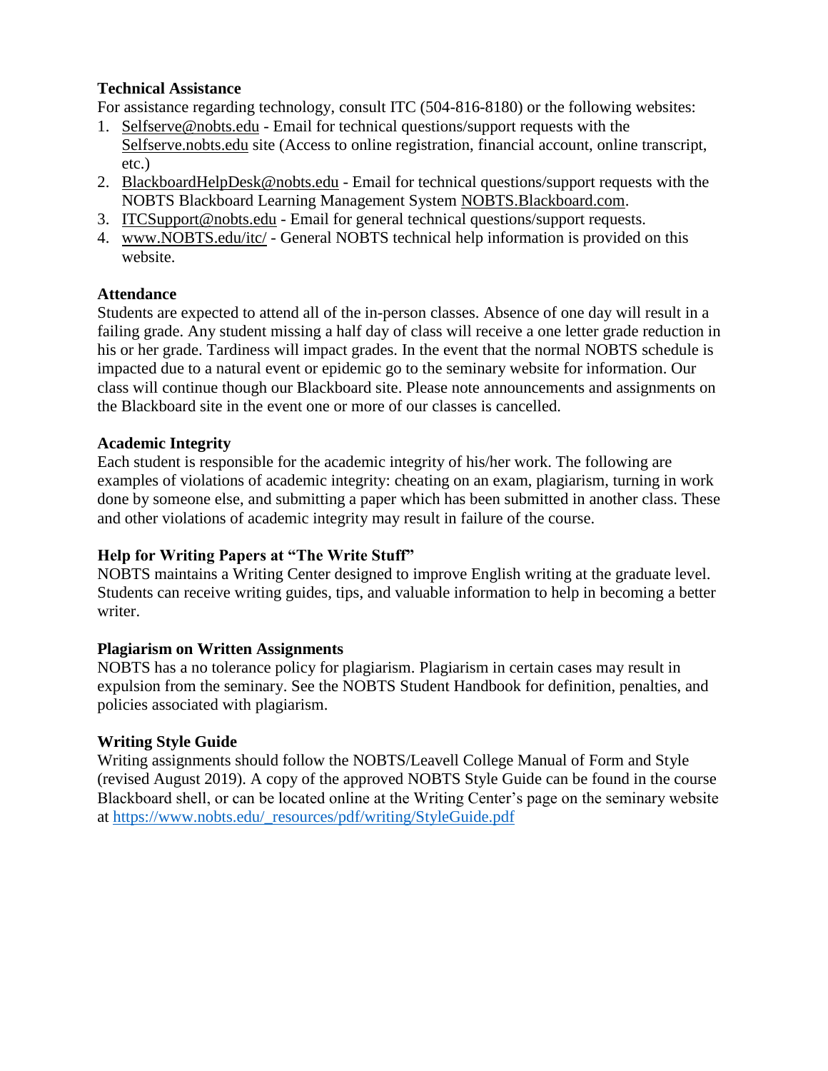**Technical Assistance**

For assistance regarding technology, consult ITC (504-816-8180) or the following websites:

1. Selfserve@nobts.edu - Email for technical questions/support requests with the Selfserve.nobts.edu site (Access to online registration, financial account, online transcript, etc.)
2. BlackboardHelpDesk@nobts.edu - Email for technical questions/support requests with the NOBTS Blackboard Learning Management System NOBTS.Blackboard.com.
3. ITCSupport@nobts.edu - Email for general technical questions/support requests.
4. www.NOBTS.edu/itc/ - General NOBTS technical help information is provided on this website.

**Attendance**

Students are expected to attend all of the in-person classes. Absence of one day will result in a failing grade. Any student missing a half day of class will receive a one letter grade reduction in his or her grade. Tardiness will impact grades. In the event that the normal NOBTS schedule is impacted due to a natural event or epidemic go to the seminary website for information. Our class will continue though our Blackboard site. Please note announcements and assignments on the Blackboard site in the event one or more of our classes is cancelled.

**Academic Integrity**

Each student is responsible for the academic integrity of his/her work. The following are examples of violations of academic integrity: cheating on an exam, plagiarism, turning in work done by someone else, and submitting a paper which has been submitted in another class. These and other violations of academic integrity may result in failure of the course.

**Help for Writing Papers at "The Write Stuff"**

NOBTS maintains a Writing Center designed to improve English writing at the graduate level. Students can receive writing guides, tips, and valuable information to help in becoming a better writer.

**Plagiarism on Written Assignments**

NOBTS has a no tolerance policy for plagiarism. Plagiarism in certain cases may result in expulsion from the seminary. See the NOBTS Student Handbook for definition, penalties, and policies associated with plagiarism.

**Writing Style Guide**

Writing assignments should follow the NOBTS/Leavell College Manual of Form and Style (revised August 2019). A copy of the approved NOBTS Style Guide can be found in the course Blackboard shell, or can be located online at the Writing Center's page on the seminary website at https://www.nobts.edu/_resources/pdf/writing/StyleGuide.pdf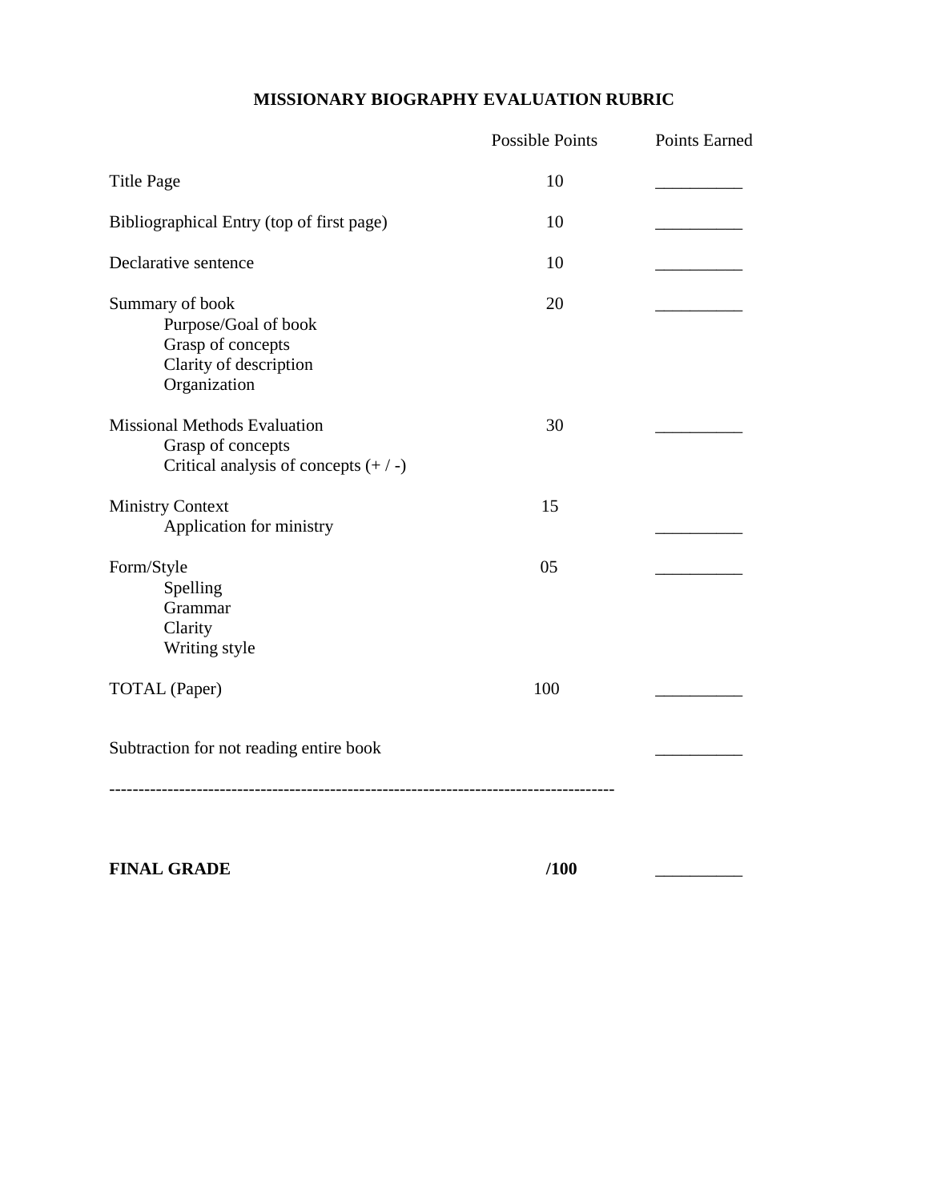# MISSIONARY BIOGRAPHY EVALUATION RUBRIC

| | Possible Points | Points Earned |
|---|---|---|
| Title Page | 10 | __________ |
| Bibliographical Entry (top of first page) | 10 | __________ |
| Declarative sentence | 10 | __________ |
| Summary of book<br>Purpose/Goal of book<br>Grasp of concepts<br>Clarity of description<br>Organization | 20 | __________ |
| Missional Methods Evaluation<br>Grasp of concepts<br>Critical analysis of concepts (+ / -) | 30 | __________ |
| Ministry Context<br>Application for ministry | 15 | __________ |
| Form/Style<br>Spelling<br>Grammar<br>Clarity<br>Writing style | 05 | __________ |
| TOTAL (Paper) | 100 | __________ |
| Subtraction for not reading entire book | | __________ |

---------------------------------------------------------------------------------------

| | | |
|---|---|---|
| **FINAL GRADE** | **/100** | __________ |